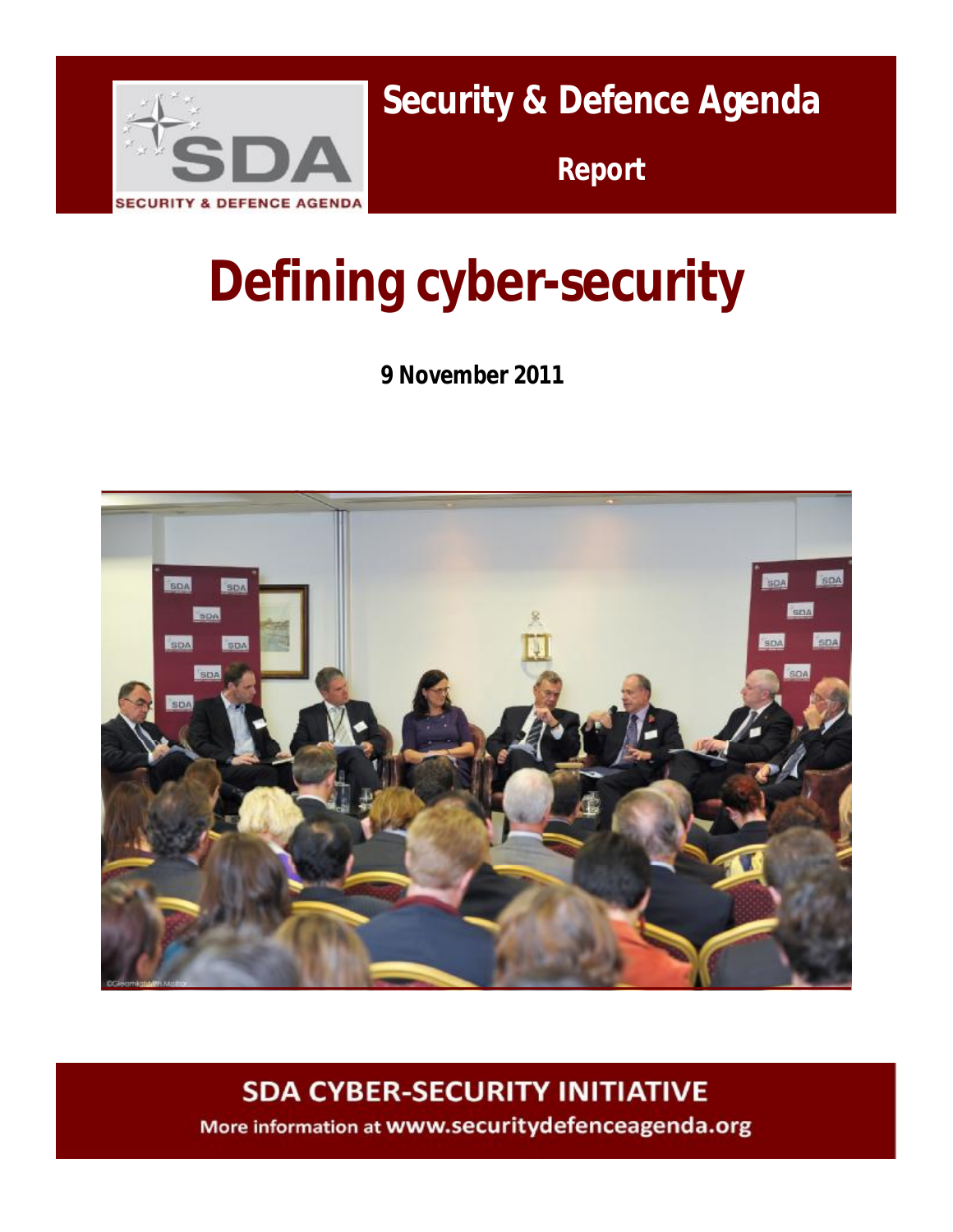SECURITY & DEFENCE AGENDA

# Security & Defence Agenda

**Report**

# Defining cyber-security

**9 November 2011**

## SDA CYBER-SECURITY INITIATIVE

More information at www.securitydefenceagenda.org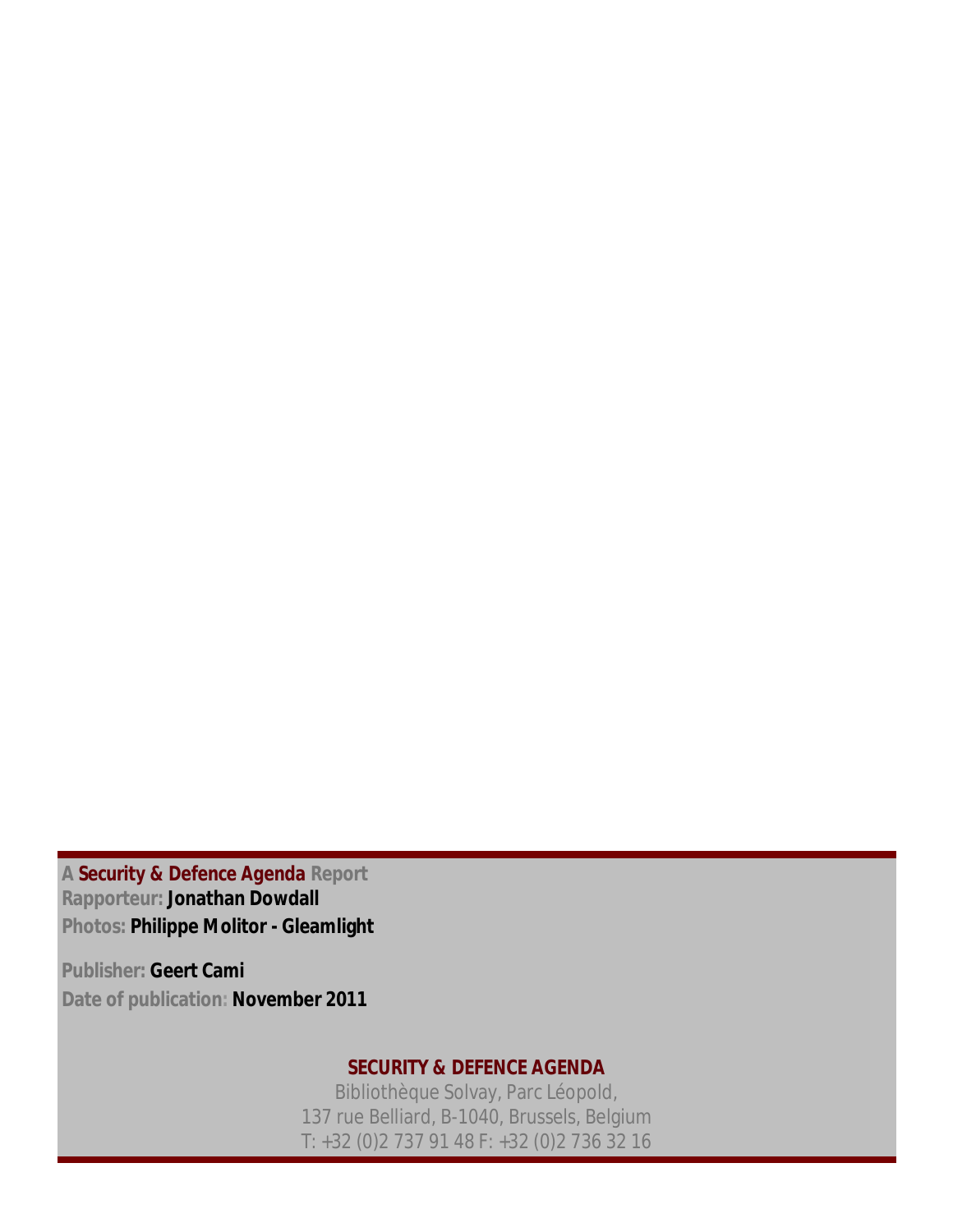**A Security & Defence Agenda Report**
**Rapporteur: Jonathan Dowdall**
**Photos: Philippe Molitor - Gleamlight**

**Publisher: Geert Cami**
**Date of publication: November 2011**

**SECURITY & DEFENCE AGENDA**
Bibliothèque Solvay, Parc Léopold,
137 rue Belliard, B-1040, Brussels, Belgium
T: +32 (0)2 737 91 48 F: +32 (0)2 736 32 16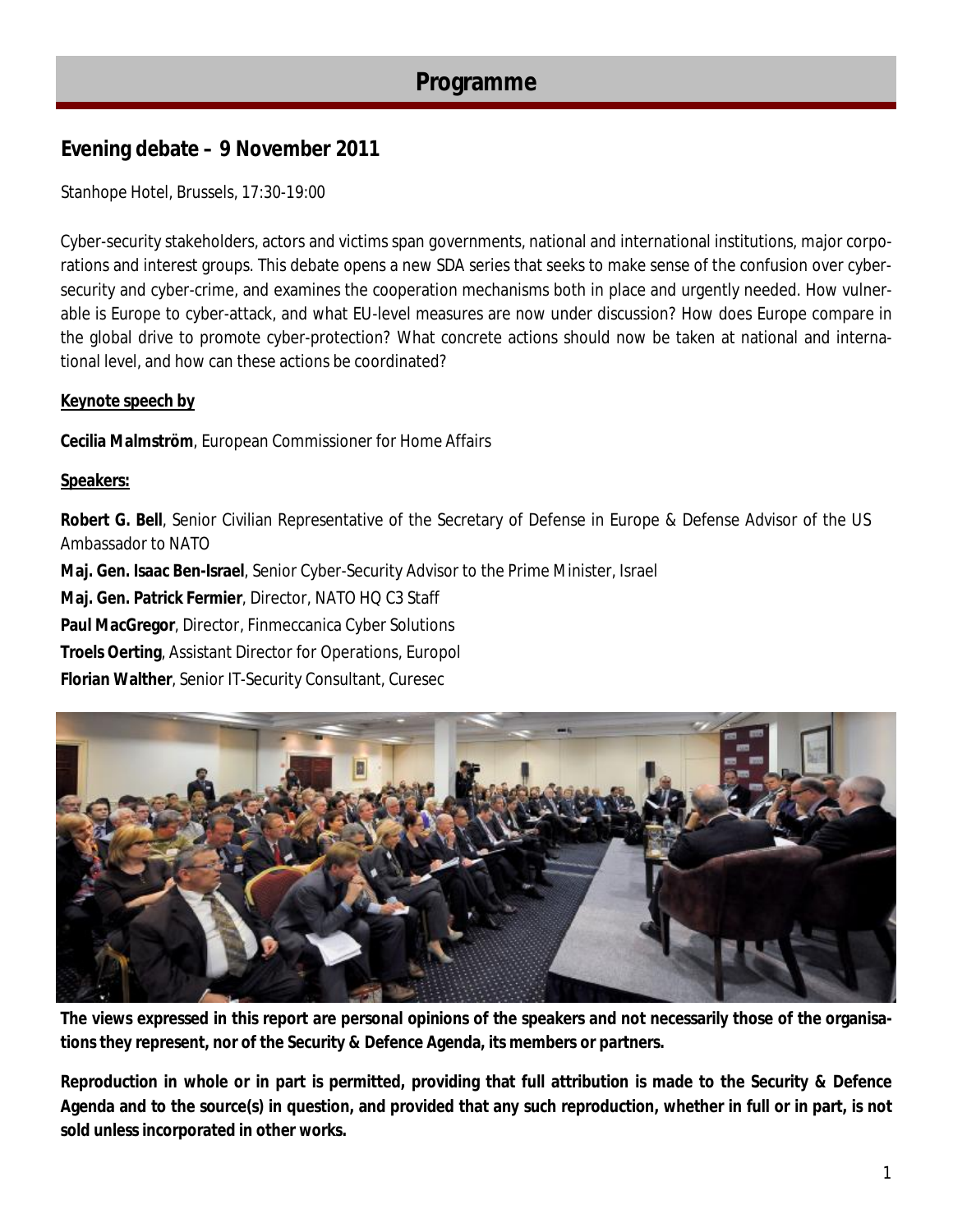# Programme

## Evening debate – 9 November 2011

Stanhope Hotel, Brussels, 17:30-19:00

Cyber-security stakeholders, actors and victims span governments, national and international institutions, major corporations and interest groups. This debate opens a new SDA series that seeks to make sense of the confusion over cyber-security and cyber-crime, and examines the cooperation mechanisms both in place and urgently needed. How vulnerable is Europe to cyber-attack, and what EU-level measures are now under discussion? How does Europe compare in the global drive to promote cyber-protection? What concrete actions should now be taken at national and international level, and how can these actions be coordinated?

**Keynote speech by**

**Cecilia Malmström**, European Commissioner for Home Affairs

**Speakers:**

**Robert G. Bell**, Senior Civilian Representative of the Secretary of Defense in Europe & Defense Advisor of the US Ambassador to NATO

**Maj. Gen. Isaac Ben-Israel**, Senior Cyber-Security Advisor to the Prime Minister, Israel

**Maj. Gen. Patrick Fermier**, Director, NATO HQ C3 Staff

**Paul MacGregor**, Director, Finmeccanica Cyber Solutions

**Troels Oerting**, Assistant Director for Operations, Europol

**Florian Walther**, Senior IT-Security Consultant, Curesec

**The views expressed in this report are personal opinions of the speakers and not necessarily those of the organisations they represent, nor of the Security & Defence Agenda, its members or partners.**

**Reproduction in whole or in part is permitted, providing that full attribution is made to the Security & Defence Agenda and to the source(s) in question, and provided that any such reproduction, whether in full or in part, is not sold unless incorporated in other works.**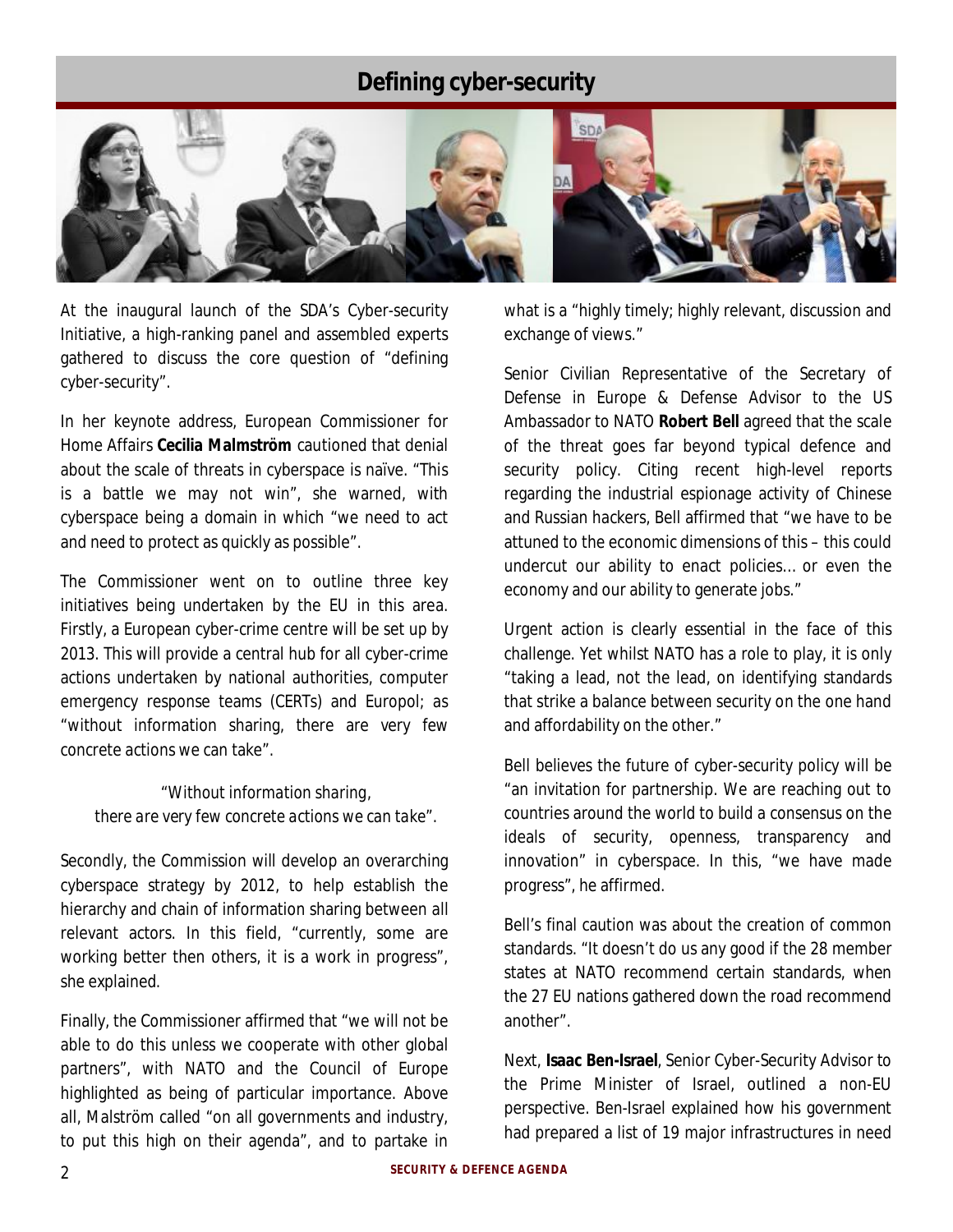## Defining cyber-security

At the inaugural launch of the SDA's Cyber-security Initiative, a high-ranking panel and assembled experts gathered to discuss the core question of "defining cyber-security".

In her keynote address, European Commissioner for Home Affairs **Cecilia Malmström** cautioned that denial about the scale of threats in cyberspace is naïve. "This is a battle we may not win", she warned, with cyberspace being a domain in which "we need to act and need to protect as quickly as possible".

The Commissioner went on to outline three key initiatives being undertaken by the EU in this area. Firstly, a European cyber-crime centre will be set up by 2013. This will provide a central hub for all cyber-crime actions undertaken by national authorities, computer emergency response teams (CERTs) and Europol; as "without information sharing, there are very few concrete actions we can take".

> *"Without information sharing, there are very few concrete actions we can take".*

Secondly, the Commission will develop an overarching cyberspace strategy by 2012, to help establish the hierarchy and chain of information sharing between all relevant actors. In this field, "currently, some are working better then others, it is a work in progress", she explained.

Finally, the Commissioner affirmed that "we will not be able to do this unless we cooperate with other global partners", with NATO and the Council of Europe highlighted as being of particular importance. Above all, Malström called "on all governments and industry, to put this high on their agenda", and to partake in what is a "highly timely; highly relevant, discussion and exchange of views."

Senior Civilian Representative of the Secretary of Defense in Europe & Defense Advisor to the US Ambassador to NATO **Robert Bell** agreed that the scale of the threat goes far beyond typical defence and security policy. Citing recent high-level reports regarding the industrial espionage activity of Chinese and Russian hackers, Bell affirmed that "we have to be attuned to the economic dimensions of this – this could undercut our ability to enact policies… or even the economy and our ability to generate jobs."

Urgent action is clearly essential in the face of this challenge. Yet whilst NATO has a role to play, it is only "taking a lead, not the lead, on identifying standards that strike a balance between security on the one hand and affordability on the other."

Bell believes the future of cyber-security policy will be "an invitation for partnership. We are reaching out to countries around the world to build a consensus on the ideals of security, openness, transparency and innovation" in cyberspace. In this, "we have made progress", he affirmed.

Bell's final caution was about the creation of common standards. "It doesn't do us any good if the 28 member states at NATO recommend certain standards, when the 27 EU nations gathered down the road recommend another".

Next, **Isaac Ben-Israel**, Senior Cyber-Security Advisor to the Prime Minister of Israel, outlined a non-EU perspective. Ben-Israel explained how his government had prepared a list of 19 major infrastructures in need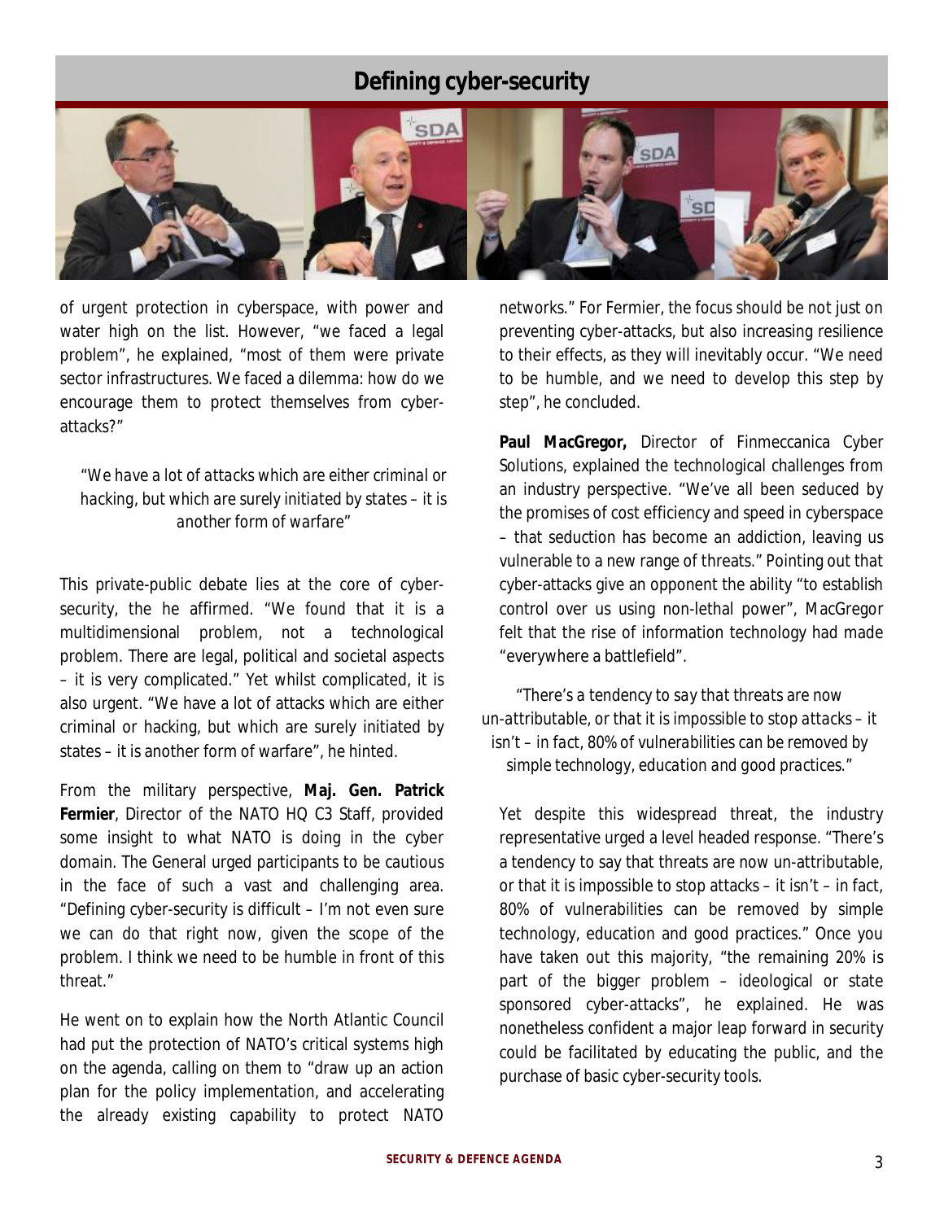## Defining cyber-security

of urgent protection in cyberspace, with power and water high on the list. However, "we faced a legal problem", he explained, "most of them were private sector infrastructures. We faced a dilemma: how do we encourage them to protect themselves from cyber-attacks?"

*"We have a lot of attacks which are either criminal or hacking, but which are surely initiated by states – it is another form of warfare"*

This private-public debate lies at the core of cyber-security, the he affirmed. "We found that it is a multidimensional problem, not a technological problem. There are legal, political and societal aspects – it is very complicated." Yet whilst complicated, it is also urgent. "We have a lot of attacks which are either criminal or hacking, but which are surely initiated by states – it is another form of warfare", he hinted.

From the military perspective, **Maj. Gen. Patrick Fermier**, Director of the NATO HQ C3 Staff, provided some insight to what NATO is doing in the cyber domain. The General urged participants to be cautious in the face of such a vast and challenging area. "Defining cyber-security is difficult – I'm not even sure we can do that right now, given the scope of the problem. I think we need to be humble in front of this threat."

He went on to explain how the North Atlantic Council had put the protection of NATO's critical systems high on the agenda, calling on them to "draw up an action plan for the policy implementation, and accelerating the already existing capability to protect NATO networks." For Fermier, the focus should be not just on preventing cyber-attacks, but also increasing resilience to their effects, as they will inevitably occur. "We need to be humble, and we need to develop this step by step", he concluded.

**Paul MacGregor,** Director of Finmeccanica Cyber Solutions, explained the technological challenges from an industry perspective. "We've all been seduced by the promises of cost efficiency and speed in cyberspace – that seduction has become an addiction, leaving us vulnerable to a new range of threats." Pointing out that cyber-attacks give an opponent the ability "to establish control over us using non-lethal power", MacGregor felt that the rise of information technology had made "everywhere a battlefield".

*"There's a tendency to say that threats are now un-attributable, or that it is impossible to stop attacks – it isn't – in fact, 80% of vulnerabilities can be removed by simple technology, education and good practices."*

Yet despite this widespread threat, the industry representative urged a level headed response. "There's a tendency to say that threats are now un-attributable, or that it is impossible to stop attacks – it isn't – in fact, 80% of vulnerabilities can be removed by simple technology, education and good practices." Once you have taken out this majority, "the remaining 20% is part of the bigger problem – ideological or state sponsored cyber-attacks", he explained. He was nonetheless confident a major leap forward in security could be facilitated by educating the public, and the purchase of basic cyber-security tools.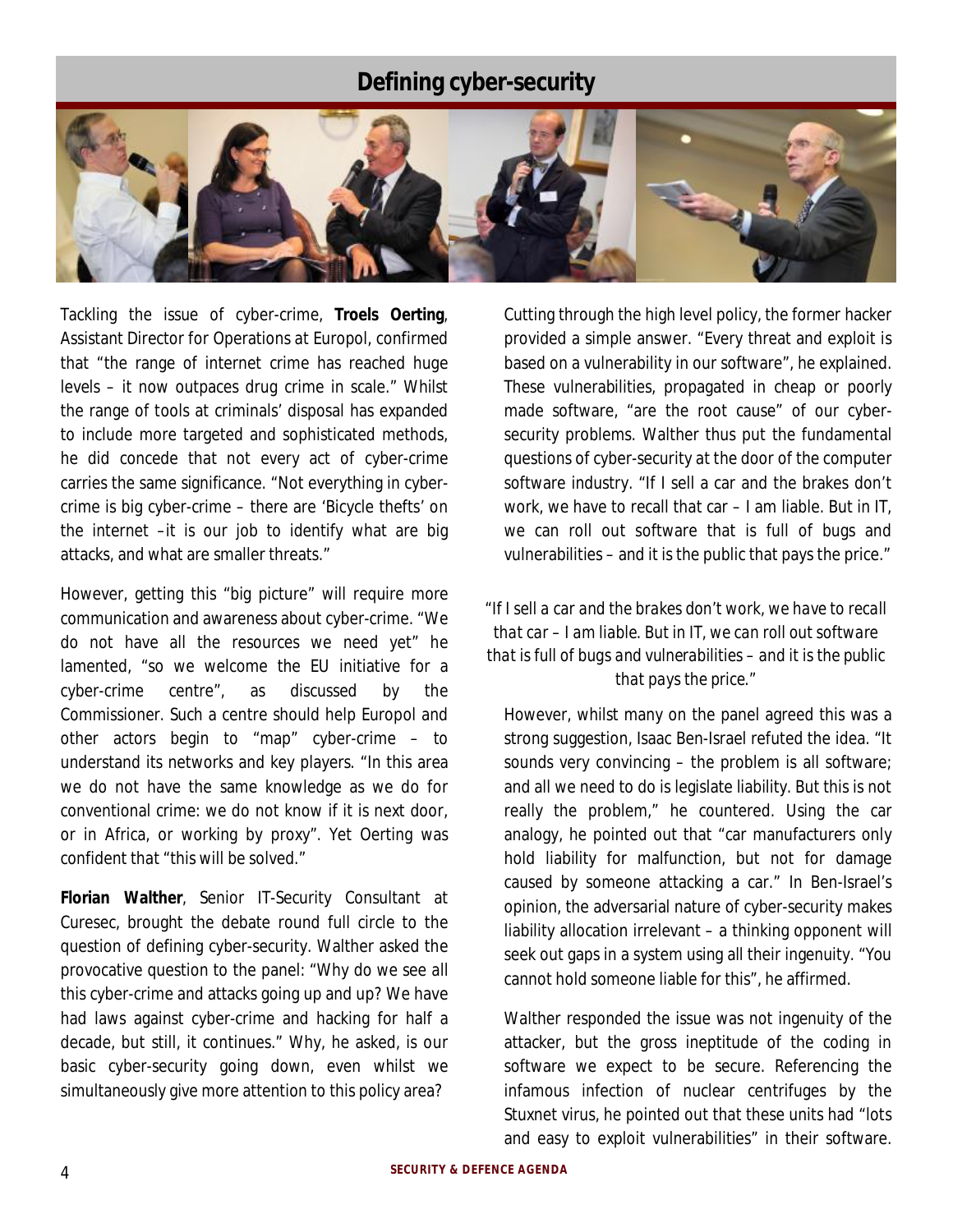## Defining cyber-security

Tackling the issue of cyber-crime, **Troels Oerting**, Assistant Director for Operations at Europol, confirmed that "the range of internet crime has reached huge levels – it now outpaces drug crime in scale." Whilst the range of tools at criminals' disposal has expanded to include more targeted and sophisticated methods, he did concede that not every act of cyber-crime carries the same significance. "Not everything in cyber-crime is big cyber-crime – there are 'Bicycle thefts' on the internet –it is our job to identify what are big attacks, and what are smaller threats."

However, getting this "big picture" will require more communication and awareness about cyber-crime. "We do not have all the resources we need yet" he lamented, "so we welcome the EU initiative for a cyber-crime centre", as discussed by the Commissioner. Such a centre should help Europol and other actors begin to "map" cyber-crime – to understand its networks and key players. "In this area we do not have the same knowledge as we do for conventional crime: we do not know if it is next door, or in Africa, or working by proxy". Yet Oerting was confident that "this will be solved."

**Florian Walther**, Senior IT-Security Consultant at Curesec, brought the debate round full circle to the question of defining cyber-security. Walther asked the provocative question to the panel: "Why do we see all this cyber-crime and attacks going up and up? We have had laws against cyber-crime and hacking for half a decade, but still, it continues." Why, he asked, is our basic cyber-security going down, even whilst we simultaneously give more attention to this policy area?

Cutting through the high level policy, the former hacker provided a simple answer. "Every threat and exploit is based on a vulnerability in our software", he explained. These vulnerabilities, propagated in cheap or poorly made software, "are the root cause" of our cyber-security problems. Walther thus put the fundamental questions of cyber-security at the door of the computer software industry. "If I sell a car and the brakes don't work, we have to recall that car – I am liable. But in IT, we can roll out software that is full of bugs and vulnerabilities – and it is the public that pays the price."

*"If I sell a car and the brakes don't work, we have to recall that car – I am liable. But in IT, we can roll out software that is full of bugs and vulnerabilities – and it is the public that pays the price."*

However, whilst many on the panel agreed this was a strong suggestion, Isaac Ben-Israel refuted the idea. "It sounds very convincing – the problem is all software; and all we need to do is legislate liability. But this is not really the problem," he countered. Using the car analogy, he pointed out that "car manufacturers only hold liability for malfunction, but not for damage caused by someone attacking a car." In Ben-Israel's opinion, the adversarial nature of cyber-security makes liability allocation irrelevant – a thinking opponent will seek out gaps in a system using all their ingenuity. "You cannot hold someone liable for this", he affirmed.

Walther responded the issue was not ingenuity of the attacker, but the gross ineptitude of the coding in software we expect to be secure. Referencing the infamous infection of nuclear centrifuges by the Stuxnet virus, he pointed out that these units had "lots and easy to exploit vulnerabilities" in their software.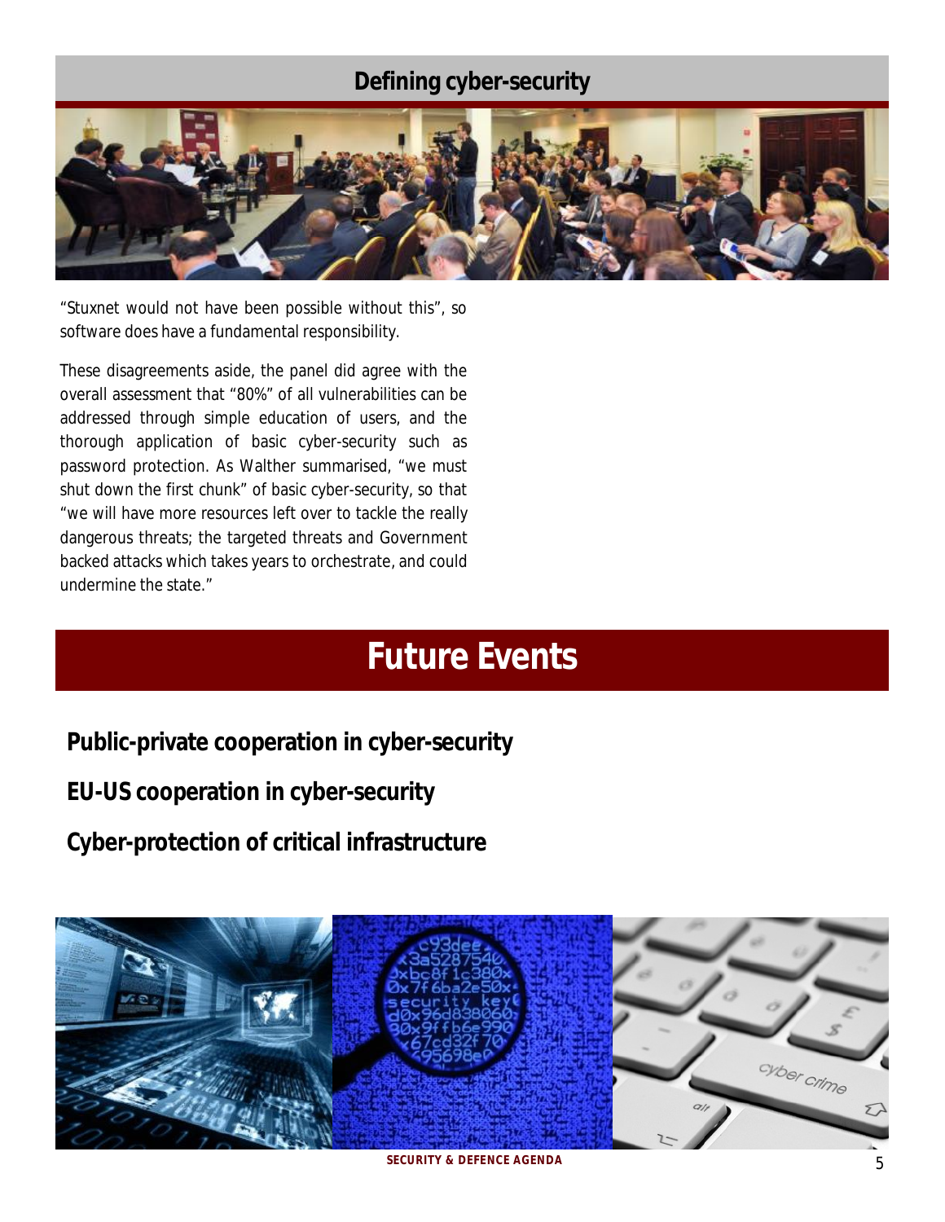## Defining cyber-security

"Stuxnet would not have been possible without this", so software does have a fundamental responsibility.

These disagreements aside, the panel did agree with the overall assessment that "80%" of all vulnerabilities can be addressed through simple education of users, and the thorough application of basic cyber-security such as password protection. As Walther summarised, "we must shut down the first chunk" of basic cyber-security, so that "we will have more resources left over to tackle the really dangerous threats; the targeted threats and Government backed attacks which takes years to orchestrate, and could undermine the state."

# Future Events

**Public-private cooperation in cyber-security**

**EU-US cooperation in cyber-security**

**Cyber-protection of critical infrastructure**